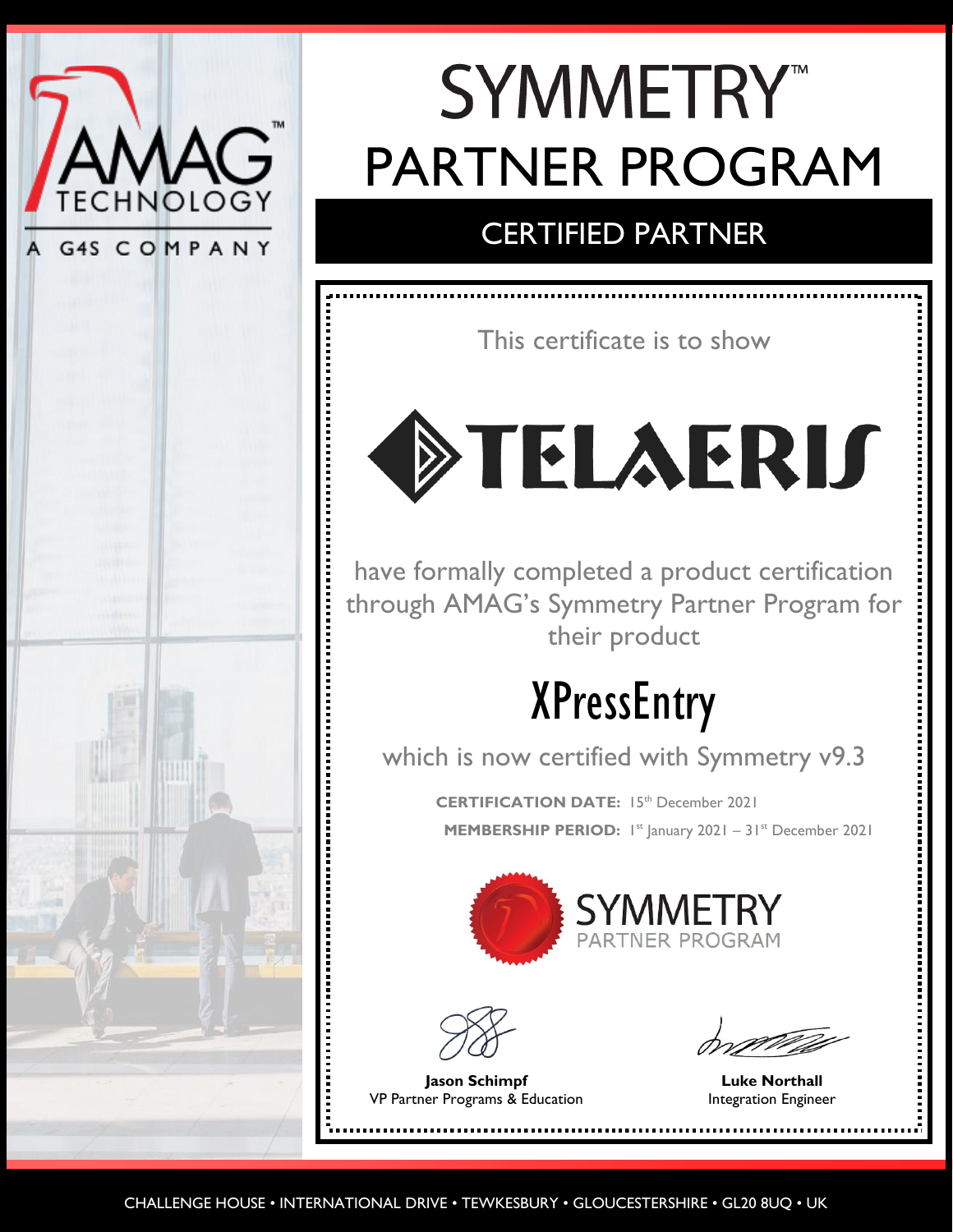AMAG TECHNOLOGY
A G4S COMPANY

# SYMMETRY™ PARTNER PROGRAM

## CERTIFIED PARTNER

This certificate is to show

# TELAERIS

have formally completed a product certification through AMAG's Symmetry Partner Program for their product

# XPressEntry

which is now certified with Symmetry v9.3

**CERTIFICATION DATE:** 15th December 2021

**MEMBERSHIP PERIOD:** 1st January 2021 – 31st December 2021

SYMMETRY PARTNER PROGRAM

**Jason Schimpf**
VP Partner Programs & Education

**Luke Northall**
Integration Engineer

CHALLENGE HOUSE • INTERNATIONAL DRIVE • TEWKESBURY • GLOUCESTERSHIRE • GL20 8UQ • UK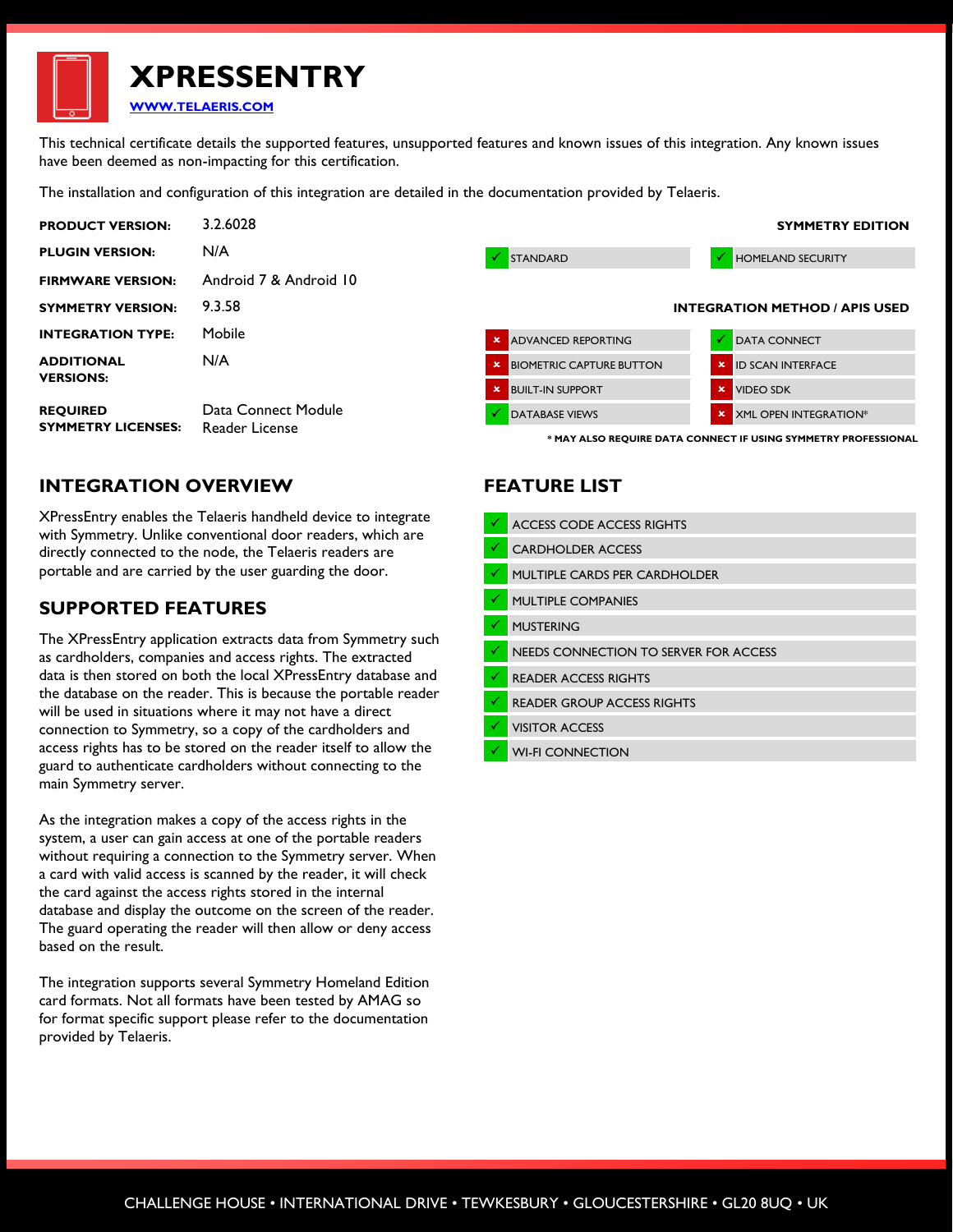# XPRESSENTRY

**WWW.TELAERIS.COM**

This technical certificate details the supported features, unsupported features and known issues of this integration. Any known issues have been deemed as non-impacting for this certification.

The installation and configuration of this integration are detailed in the documentation provided by Telaeris.

| | |
|---|---|
| **PRODUCT VERSION:** | 3.2.6028 |
| **PLUGIN VERSION:** | N/A |
| **FIRMWARE VERSION:** | Android 7 & Android 10 |
| **SYMMETRY VERSION:** | 9.3.58 |
| **INTEGRATION TYPE:** | Mobile |
| **ADDITIONAL VERSIONS:** | N/A |
| **REQUIRED SYMMETRY LICENSES:** | Data Connect Module<br>Reader License |

**SYMMETRY EDITION**

| | |
|---|---|
| ✓ STANDARD | ✓ HOMELAND SECURITY |

**INTEGRATION METHOD / APIS USED**

| | |
|---|---|
| ✗ ADVANCED REPORTING | ✓ DATA CONNECT |
| ✗ BIOMETRIC CAPTURE BUTTON | ✗ ID SCAN INTERFACE |
| ✗ BUILT-IN SUPPORT | ✗ VIDEO SDK |
| ✓ DATABASE VIEWS | ✗ XML OPEN INTEGRATION* |

**\* MAY ALSO REQUIRE DATA CONNECT IF USING SYMMETRY PROFESSIONAL**

## INTEGRATION OVERVIEW

XPressEntry enables the Telaeris handheld device to integrate with Symmetry. Unlike conventional door readers, which are directly connected to the node, the Telaeris readers are portable and are carried by the user guarding the door.

## SUPPORTED FEATURES

The XPressEntry application extracts data from Symmetry such as cardholders, companies and access rights. The extracted data is then stored on both the local XPressEntry database and the database on the reader. This is because the portable reader will be used in situations where it may not have a direct connection to Symmetry, so a copy of the cardholders and access rights has to be stored on the reader itself to allow the guard to authenticate cardholders without connecting to the main Symmetry server.

As the integration makes a copy of the access rights in the system, a user can gain access at one of the portable readers without requiring a connection to the Symmetry server. When a card with valid access is scanned by the reader, it will check the card against the access rights stored in the internal database and display the outcome on the screen of the reader. The guard operating the reader will then allow or deny access based on the result.

The integration supports several Symmetry Homeland Edition card formats. Not all formats have been tested by AMAG so for format specific support please refer to the documentation provided by Telaeris.

## FEATURE LIST

- ✓ ACCESS CODE ACCESS RIGHTS
- ✓ CARDHOLDER ACCESS
- ✓ MULTIPLE CARDS PER CARDHOLDER
- ✓ MULTIPLE COMPANIES
- ✓ MUSTERING
- ✓ NEEDS CONNECTION TO SERVER FOR ACCESS
- ✓ READER ACCESS RIGHTS
- ✓ READER GROUP ACCESS RIGHTS
- ✓ VISITOR ACCESS
- ✓ WI-FI CONNECTION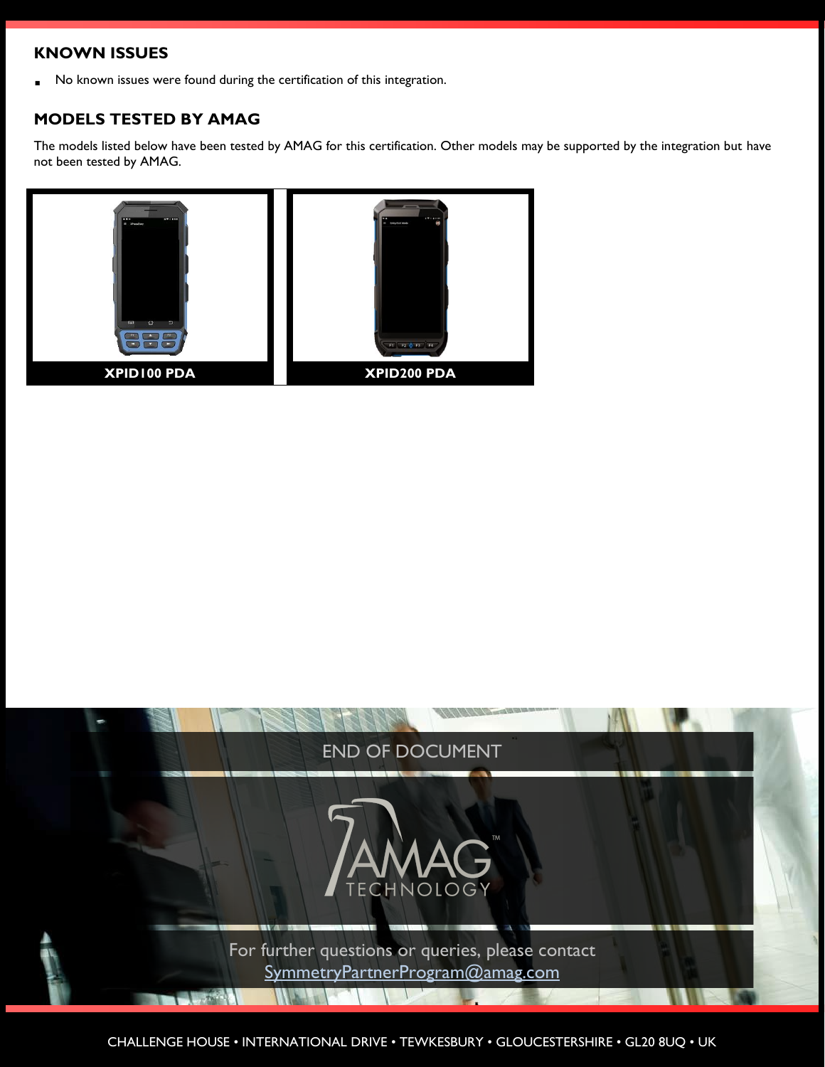## KNOWN ISSUES

- No known issues were found during the certification of this integration.

## MODELS TESTED BY AMAG

The models listed below have been tested by AMAG for this certification. Other models may be supported by the integration but have not been tested by AMAG.

| XPID100 PDA | XPID200 PDA |
| --- | --- |

END OF DOCUMENT

For further questions or queries, please contact SymmetryPartnerProgram@amag.com

CHALLENGE HOUSE • INTERNATIONAL DRIVE • TEWKESBURY • GLOUCESTERSHIRE • GL20 8UQ • UK